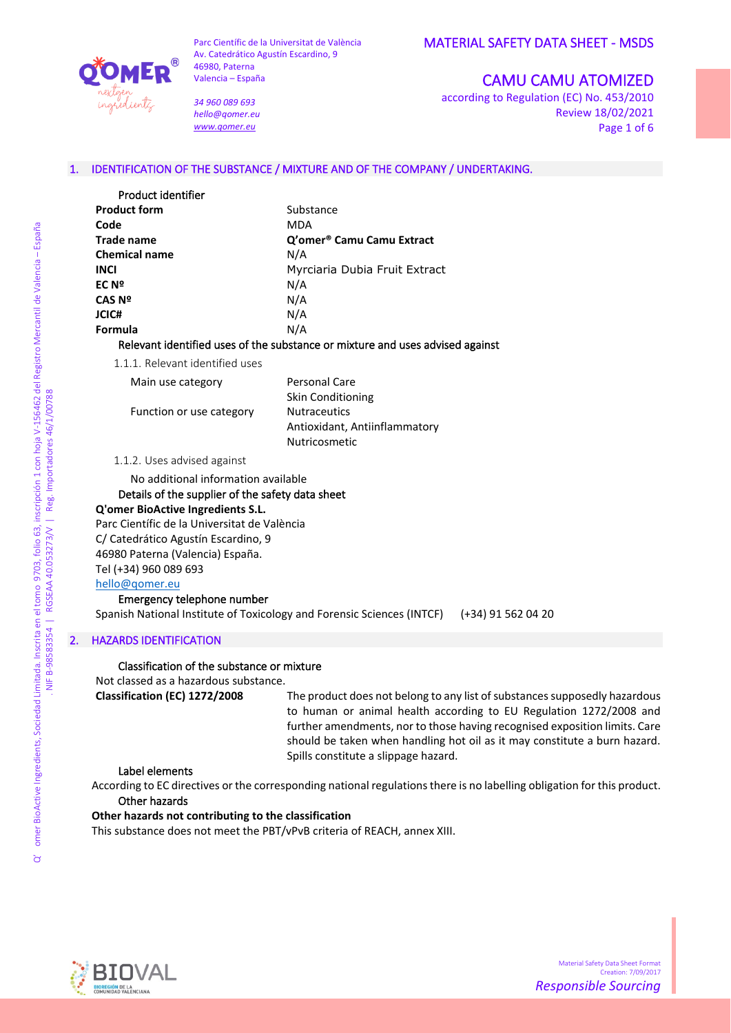Parc Científic de la Universitat de València
Av. Catedrático Agustín Escardino, 9
46980, Paterna
Valencia – España

34 960 089 693
hello@qomer.eu
www.qomer.eu

# MATERIAL SAFETY DATA SHEET - MSDS

## CAMU CAMU ATOMIZED

according to Regulation (EC) No. 453/2010
Review 18/02/2021

## 1. IDENTIFICATION OF THE SUBSTANCE / MIXTURE AND OF THE COMPANY / UNDERTAKING.

Product identifier

| | |
|---|---|
| **Product form** | Substance |
| **Code** | MDA |
| **Trade name** | **Q'omer® Camu Camu Extract** |
| **Chemical name** | N/A |
| **INCI** | Myrciaria Dubia Fruit Extract |
| **EC Nº** | N/A |
| **CAS Nº** | N/A |
| **JCIC#** | N/A |
| **Formula** | N/A |

Relevant identified uses of the substance or mixture and uses advised against

1.1.1. Relevant identified uses

| | |
|---|---|
| Main use category | Personal Care<br>Skin Conditioning |
| Function or use category | Nutraceutics<br>Antioxidant, Antiinflammatory<br>Nutricosmetic |

1.1.2. Uses advised against

No additional information available

Details of the supplier of the safety data sheet

**Q'omer BioActive Ingredients S.L.**
Parc Científic de la Universitat de València
C/ Catedrático Agustín Escardino, 9
46980 Paterna (Valencia) España.
Tel (+34) 960 089 693
hello@qomer.eu

Emergency telephone number

Spanish National Institute of Toxicology and Forensic Sciences (INTCF) (+34) 91 562 04 20

## 2. HAZARDS IDENTIFICATION

Classification of the substance or mixture

Not classed as a hazardous substance.

**Classification (EC) 1272/2008** The product does not belong to any list of substances supposedly hazardous to human or animal health according to EU Regulation 1272/2008 and further amendments, nor to those having recognised exposition limits. Care should be taken when handling hot oil as it may constitute a burn hazard. Spills constitute a slippage hazard.

Label elements

According to EC directives or the corresponding national regulations there is no labelling obligation for this product.

Other hazards

**Other hazards not contributing to the classification**

This substance does not meet the PBT/vPvB criteria of REACH, annex XIII.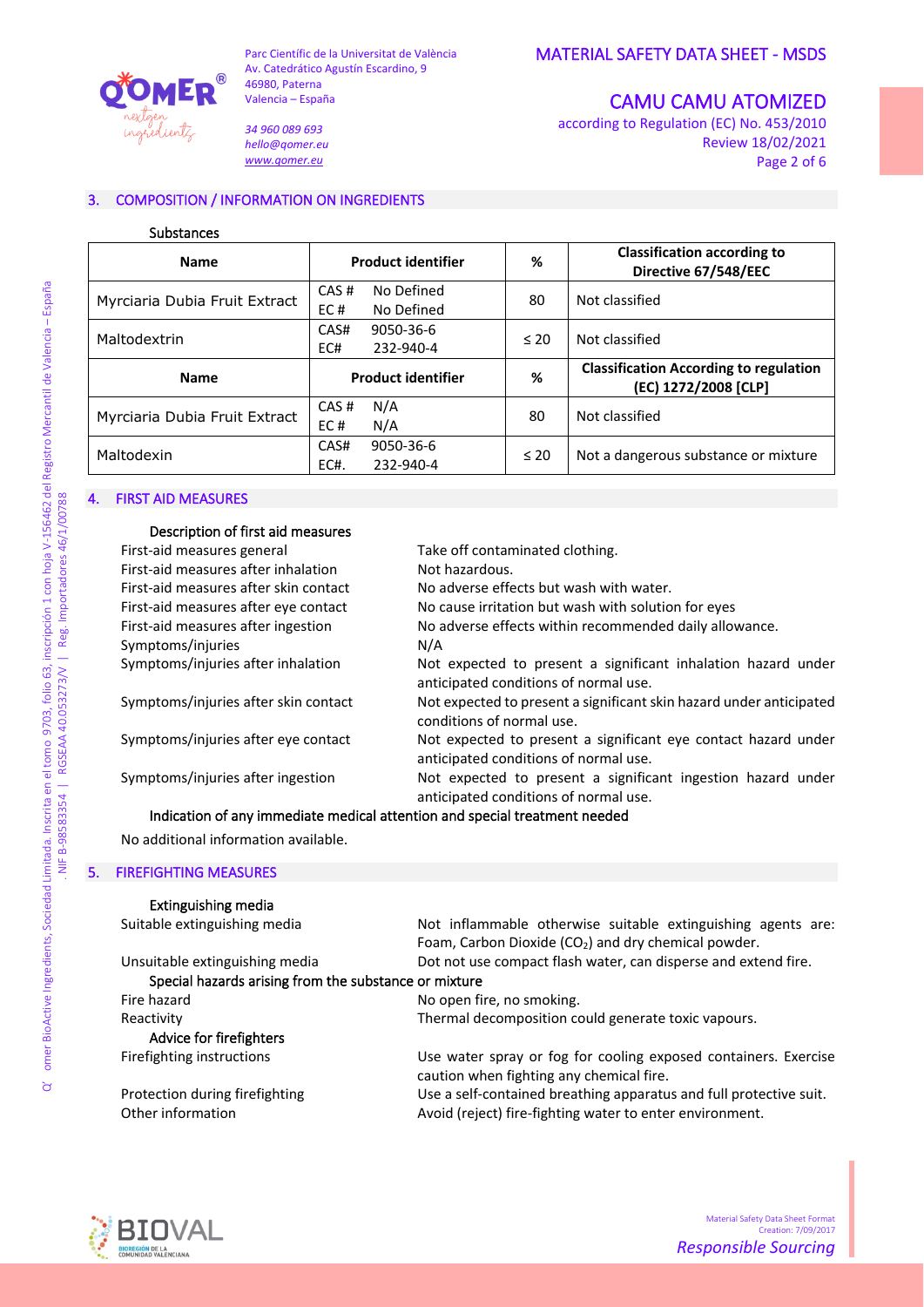## 3. COMPOSITION / INFORMATION ON INGREDIENTS

Substances

| Name | Product identifier | % | Classification according to Directive 67/548/EEC |
|---|---|---|---|
| Myrciaria Dubia Fruit Extract | CAS # No Defined<br>EC # No Defined | 80 | Not classified |
| Maltodextrin | CAS# 9050-36-6<br>EC# 232-940-4 | ≤ 20 | Not classified |
| **Name** | **Product identifier** | **%** | **Classification According to regulation (EC) 1272/2008 [CLP]** |
| Myrciaria Dubia Fruit Extract | CAS # N/A<br>EC # N/A | 80 | Not classified |
| Maltodexin | CAS# 9050-36-6<br>EC#. 232-940-4 | ≤ 20 | Not a dangerous substance or mixture |

## 4. FIRST AID MEASURES

### Description of first aid measures

| | |
|---|---|
| First-aid measures general | Take off contaminated clothing. |
| First-aid measures after inhalation | Not hazardous. |
| First-aid measures after skin contact | No adverse effects but wash with water. |
| First-aid measures after eye contact | No cause irritation but wash with solution for eyes |
| First-aid measures after ingestion | No adverse effects within recommended daily allowance. |
| Symptoms/injuries | N/A |
| Symptoms/injuries after inhalation | Not expected to present a significant inhalation hazard under anticipated conditions of normal use. |
| Symptoms/injuries after skin contact | Not expected to present a significant skin hazard under anticipated conditions of normal use. |
| Symptoms/injuries after eye contact | Not expected to present a significant eye contact hazard under anticipated conditions of normal use. |
| Symptoms/injuries after ingestion | Not expected to present a significant ingestion hazard under anticipated conditions of normal use. |

### Indication of any immediate medical attention and special treatment needed

No additional information available.

## 5. FIREFIGHTING MEASURES

### Extinguishing media

| | |
|---|---|
| Suitable extinguishing media | Not inflammable otherwise suitable extinguishing agents are: Foam, Carbon Dioxide ($CO_2$) and dry chemical powder. |
| Unsuitable extinguishing media | Dot not use compact flash water, can disperse and extend fire. |

### Special hazards arising from the substance or mixture

| | |
|---|---|
| Fire hazard | No open fire, no smoking. |
| Reactivity | Thermal decomposition could generate toxic vapours. |

### Advice for firefighters

| | |
|---|---|
| Firefighting instructions | Use water spray or fog for cooling exposed containers. Exercise caution when fighting any chemical fire. |
| Protection during firefighting | Use a self-contained breathing apparatus and full protective suit. |
| Other information | Avoid (reject) fire-fighting water to enter environment. |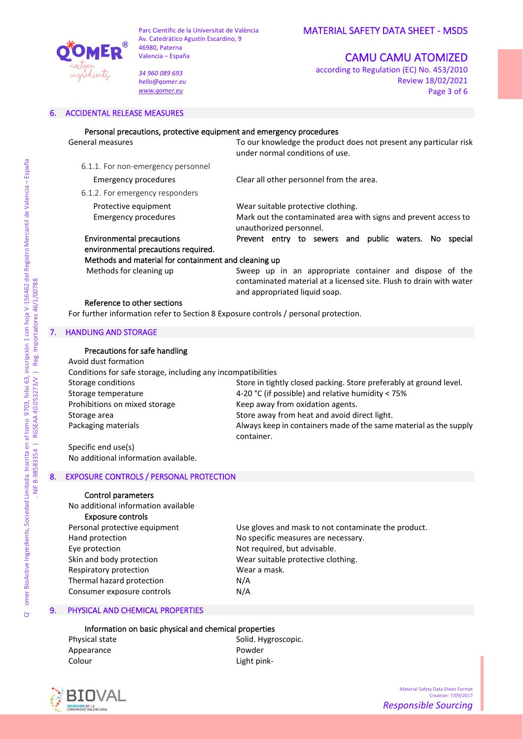## 6. ACCIDENTAL RELEASE MEASURES

**Personal precautions, protective equipment and emergency procedures**

| | |
|---|---|
| General measures | To our knowledge the product does not present any particular risk under normal conditions of use. |
| 6.1.1. For non-emergency personnel | |
| Emergency procedures | Clear all other personnel from the area. |
| 6.1.2. For emergency responders | |
| Protective equipment | Wear suitable protective clothing. |
| Emergency procedures | Mark out the contaminated area with signs and prevent access to unauthorized personnel. |
| **Environmental precautions** | Prevent entry to sewers and public waters. No special environmental precautions required. |

**Methods and material for containment and cleaning up**

| | |
|---|---|
| Methods for cleaning up | Sweep up in an appropriate container and dispose of the contaminated material at a licensed site. Flush to drain with water and appropriated liquid soap. |

**Reference to other sections**

For further information refer to Section 8 Exposure controls / personal protection.

## 7. HANDLING AND STORAGE

**Precautions for safe handling**

Avoid dust formation

Conditions for safe storage, including any incompatibilities

| | |
|---|---|
| Storage conditions | Store in tightly closed packing. Store preferably at ground level. |
| Storage temperature | 4-20 °C (if possible) and relative humidity < 75% |
| Prohibitions on mixed storage | Keep away from oxidation agents. |
| Storage area | Store away from heat and avoid direct light. |
| Packaging materials | Always keep in containers made of the same material as the supply container. |

Specific end use(s)

No additional information available.

## 8. EXPOSURE CONTROLS / PERSONAL PROTECTION

**Control parameters**

No additional information available

**Exposure controls**

| | |
|---|---|
| Personal protective equipment | Use gloves and mask to not contaminate the product. |
| Hand protection | No specific measures are necessary. |
| Eye protection | Not required, but advisable. |
| Skin and body protection | Wear suitable protective clothing. |
| Respiratory protection | Wear a mask. |
| Thermal hazard protection | N/A |
| Consumer exposure controls | N/A |

## 9. PHYSICAL AND CHEMICAL PROPERTIES

**Information on basic physical and chemical properties**

| | |
|---|---|
| Physical state | Solid. Hygroscopic. |
| Appearance | Powder |
| Colour | Light pink- |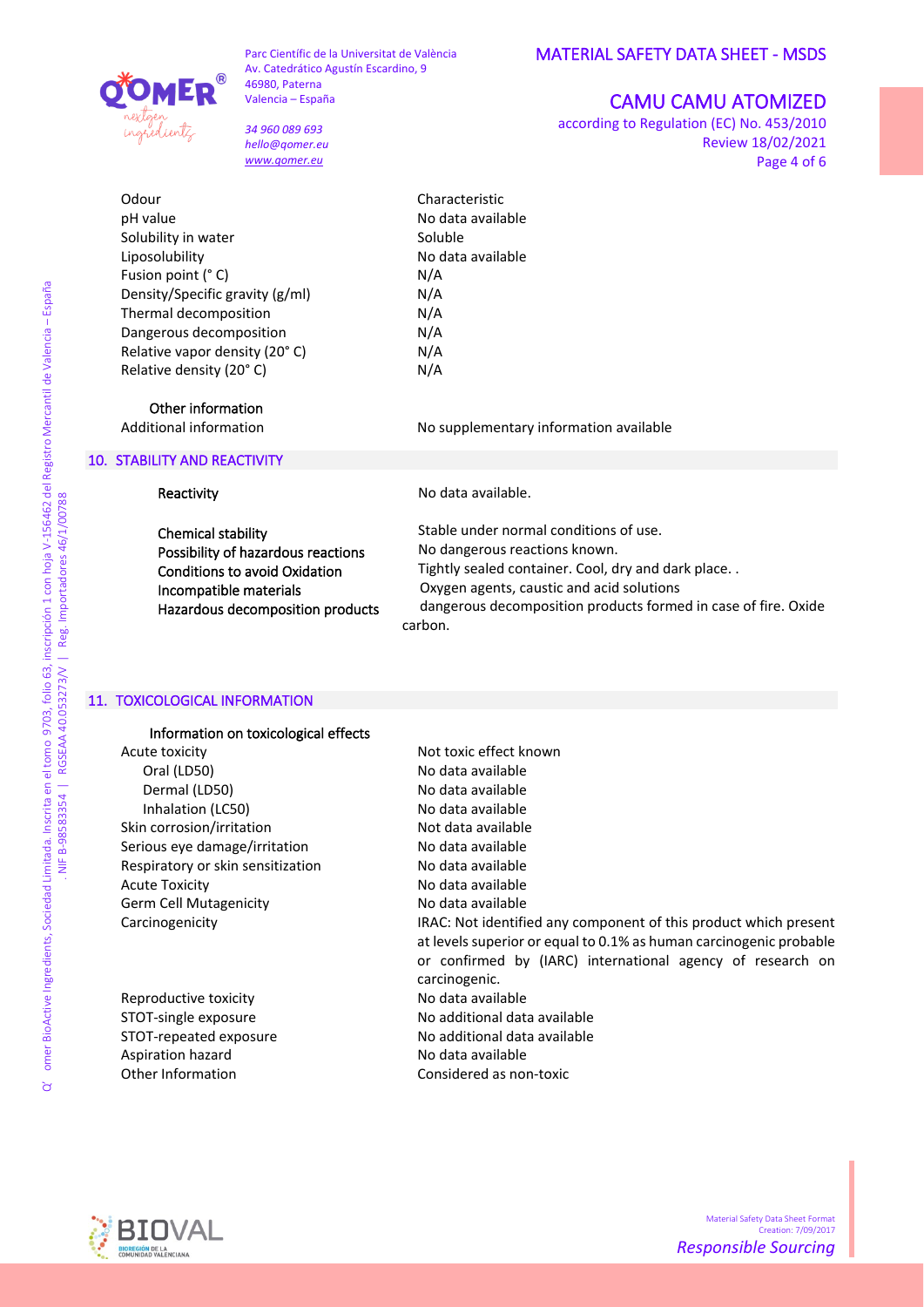| | |
|---|---|
| Odour | Characteristic |
| pH value | No data available |
| Solubility in water | Soluble |
| Liposolubility | No data available |
| Fusion point (° C) | N/A |
| Density/Specific gravity (g/ml) | N/A |
| Thermal decomposition | N/A |
| Dangerous decomposition | N/A |
| Relative vapor density (20° C) | N/A |
| Relative density (20° C) | N/A |

**Other information**

| | |
|---|---|
| Additional information | No supplementary information available |

## 10. STABILITY AND REACTIVITY

| | |
|---|---|
| Reactivity | No data available. |
| Chemical stability | Stable under normal conditions of use. |
| Possibility of hazardous reactions | No dangerous reactions known. |
| Conditions to avoid Oxidation | Tightly sealed container. Cool, dry and dark place. . |
| Incompatible materials | Oxygen agents, caustic and acid solutions |
| Hazardous decomposition products | dangerous decomposition products formed in case of fire. Oxide carbon. |

## 11. TOXICOLOGICAL INFORMATION

**Information on toxicological effects**

| | |
|---|---|
| Acute toxicity | Not toxic effect known |
| Oral (LD50) | No data available |
| Dermal (LD50) | No data available |
| Inhalation (LC50) | No data available |
| Skin corrosion/irritation | Not data available |
| Serious eye damage/irritation | No data available |
| Respiratory or skin sensitization | No data available |
| Acute Toxicity | No data available |
| Germ Cell Mutagenicity | No data available |
| Carcinogenicity | IRAC: Not identified any component of this product which present at levels superior or equal to 0.1% as human carcinogenic probable or confirmed by (IARC) international agency of research on carcinogenic. |
| Reproductive toxicity | No data available |
| STOT-single exposure | No additional data available |
| STOT-repeated exposure | No additional data available |
| Aspiration hazard | No data available |
| Other Information | Considered as non-toxic |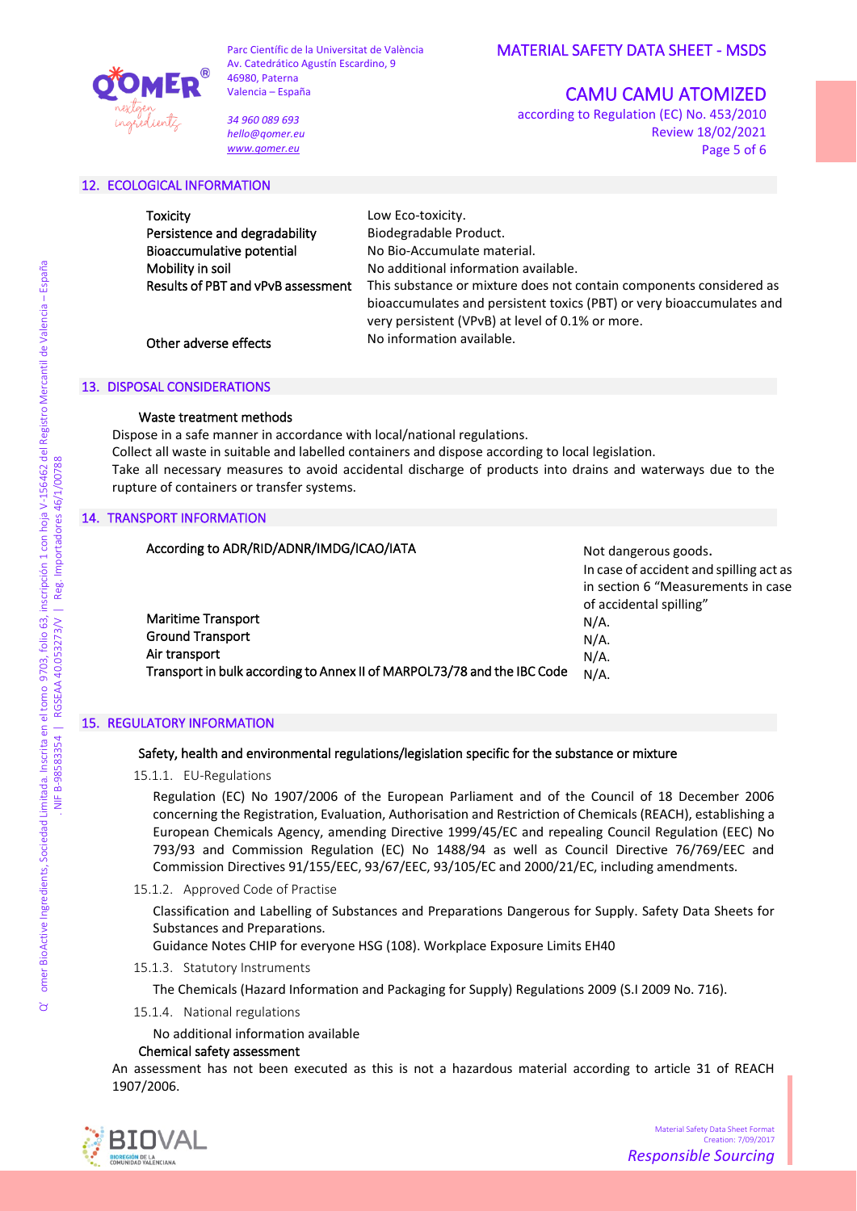## 12. ECOLOGICAL INFORMATION

| | |
|---|---|
| Toxicity | Low Eco-toxicity. |
| Persistence and degradability | Biodegradable Product. |
| Bioaccumulative potential | No Bio-Accumulate material. |
| Mobility in soil | No additional information available. |
| Results of PBT and vPvB assessment | This substance or mixture does not contain components considered as bioaccumulates and persistent toxics (PBT) or very bioaccumulates and very persistent (VPvB) at level of 0.1% or more. |
| Other adverse effects | No information available. |

## 13. DISPOSAL CONSIDERATIONS

### Waste treatment methods

Dispose in a safe manner in accordance with local/national regulations.
Collect all waste in suitable and labelled containers and dispose according to local legislation.
Take all necessary measures to avoid accidental discharge of products into drains and waterways due to the rupture of containers or transfer systems.

## 14. TRANSPORT INFORMATION

| | |
|---|---|
| According to ADR/RID/ADNR/IMDG/ICAO/IATA | Not dangerous goods. In case of accident and spilling act as in section 6 "Measurements in case of accidental spilling" |
| Maritime Transport | N/A. |
| Ground Transport | N/A. |
| Air transport | N/A. |
| Transport in bulk according to Annex II of MARPOL73/78 and the IBC Code | N/A. |

## 15. REGULATORY INFORMATION

### Safety, health and environmental regulations/legislation specific for the substance or mixture

15.1.1. EU-Regulations

Regulation (EC) No 1907/2006 of the European Parliament and of the Council of 18 December 2006 concerning the Registration, Evaluation, Authorisation and Restriction of Chemicals (REACH), establishing a European Chemicals Agency, amending Directive 1999/45/EC and repealing Council Regulation (EEC) No 793/93 and Commission Regulation (EC) No 1488/94 as well as Council Directive 76/769/EEC and Commission Directives 91/155/EEC, 93/67/EEC, 93/105/EC and 2000/21/EC, including amendments.

15.1.2. Approved Code of Practise

Classification and Labelling of Substances and Preparations Dangerous for Supply. Safety Data Sheets for Substances and Preparations.
Guidance Notes CHIP for everyone HSG (108). Workplace Exposure Limits EH40

15.1.3. Statutory Instruments

The Chemicals (Hazard Information and Packaging for Supply) Regulations 2009 (S.I 2009 No. 716).

15.1.4. National regulations

No additional information available

### Chemical safety assessment

An assessment has not been executed as this is not a hazardous material according to article 31 of REACH 1907/2006.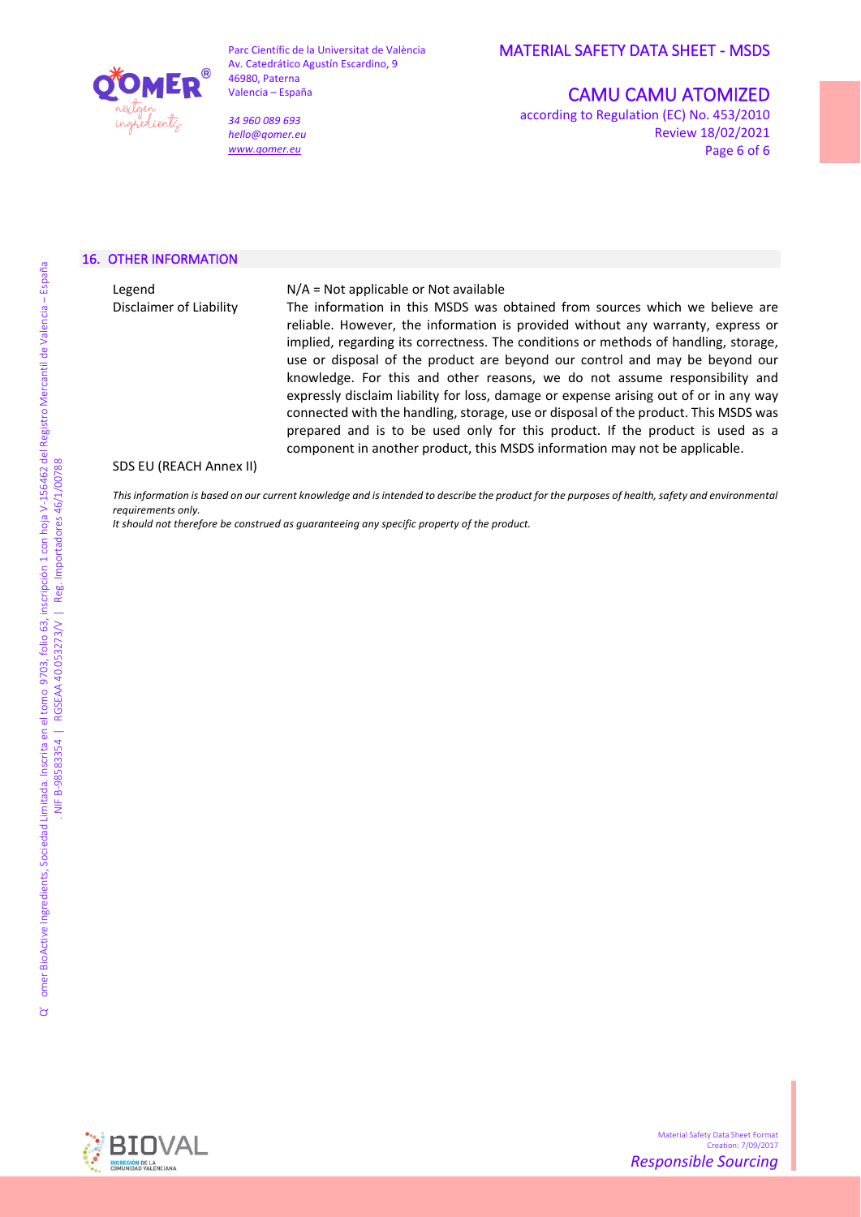## 16. OTHER INFORMATION

| | |
|---|---|
| Legend | N/A = Not applicable or Not available |
| Disclaimer of Liability | The information in this MSDS was obtained from sources which we believe are reliable. However, the information is provided without any warranty, express or implied, regarding its correctness. The conditions or methods of handling, storage, use or disposal of the product are beyond our control and may be beyond our knowledge. For this and other reasons, we do not assume responsibility and expressly disclaim liability for loss, damage or expense arising out of or in any way connected with the handling, storage, use or disposal of the product. This MSDS was prepared and is to be used only for this product. If the product is used as a component in another product, this MSDS information may not be applicable. |

SDS EU (REACH Annex II)

*This information is based on our current knowledge and is intended to describe the product for the purposes of health, safety and environmental requirements only.*
*It should not therefore be construed as guaranteeing any specific property of the product.*